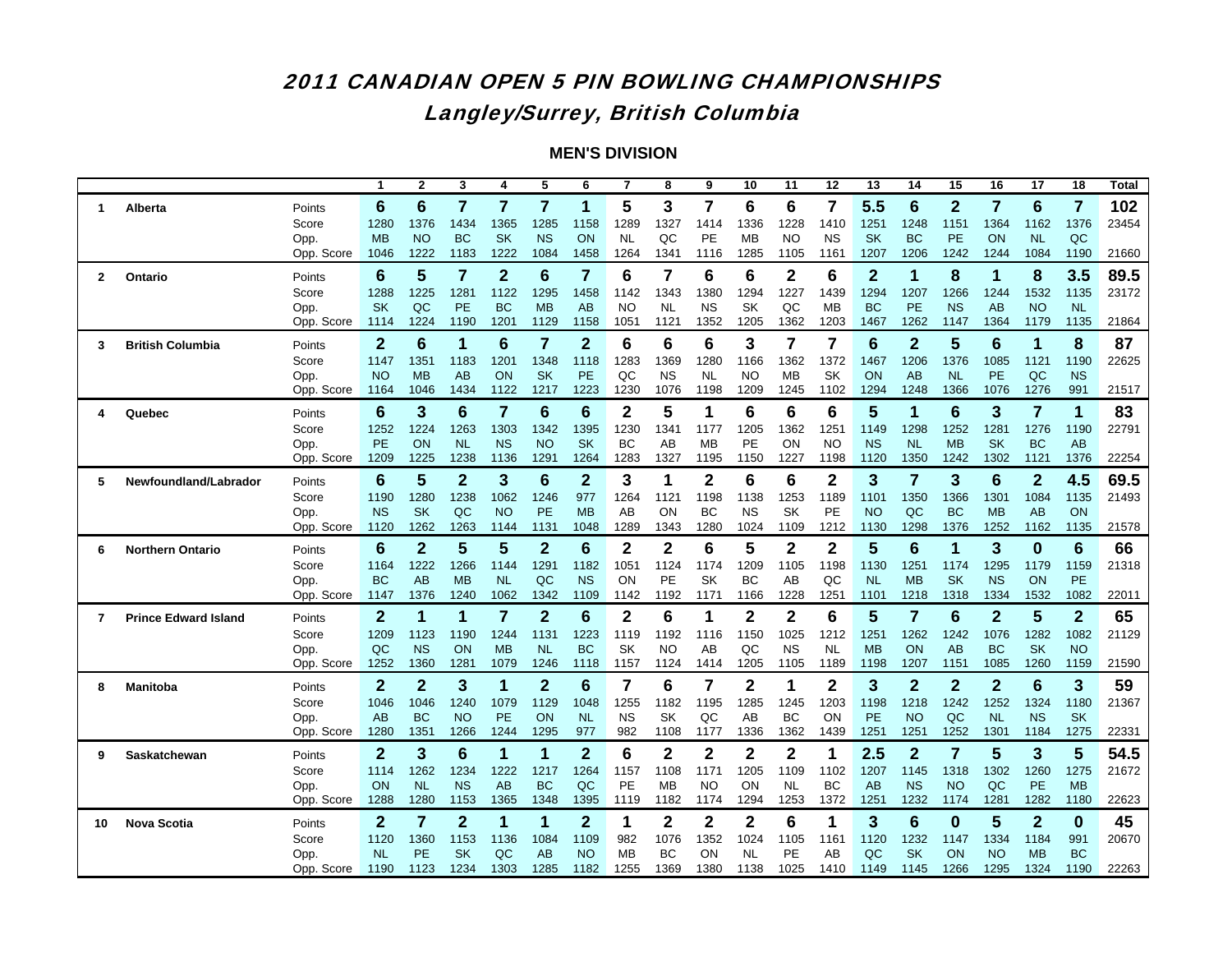# 2011 CANADIAN OPEN 5 PIN BOWLING CHAMPIONSHIPS

## Langley/Surrey, British Columbia

### MEN'S DIVISION

| | | | 1 | 2 | 3 | 4 | 5 | 6 | 7 | 8 | 9 | 10 | 11 | 12 | 13 | 14 | 15 | 16 | 17 | 18 | Total |
|---|---|---|---|---|---|---|---|---|---|---|---|---|---|---|---|---|---|---|---|---|---|
| 1 | Alberta | Points | 6 | 6 | 7 | 7 | 7 | 1 | 5 | 3 | 7 | 6 | 6 | 7 | 5.5 | 6 | 2 | 7 | 6 | 7 | 102 |
| | | Score | 1280 | 1376 | 1434 | 1365 | 1285 | 1158 | 1289 | 1327 | 1414 | 1336 | 1228 | 1410 | 1251 | 1248 | 1151 | 1364 | 1162 | 1376 | 23454 |
| | | Opp. | MB | NO | BC | SK | NS | ON | NL | QC | PE | MB | NO | NS | SK | BC | PE | ON | NL | QC | |
| | | Opp. Score | 1046 | 1222 | 1183 | 1222 | 1084 | 1458 | 1264 | 1341 | 1116 | 1285 | 1105 | 1161 | 1207 | 1206 | 1242 | 1244 | 1084 | 1190 | 21660 |
| 2 | Ontario | Points | 6 | 5 | 7 | 2 | 6 | 7 | 6 | 7 | 6 | 6 | 2 | 6 | 2 | 1 | 8 | 1 | 8 | 3.5 | 89.5 |
| | | Score | 1288 | 1225 | 1281 | 1122 | 1295 | 1458 | 1142 | 1343 | 1380 | 1294 | 1227 | 1439 | 1294 | 1207 | 1266 | 1244 | 1532 | 1135 | 23172 |
| | | Opp. | SK | QC | PE | BC | MB | AB | NO | NL | NS | SK | QC | MB | BC | PE | NS | AB | NO | NL | |
| | | Opp. Score | 1114 | 1224 | 1190 | 1201 | 1129 | 1158 | 1051 | 1121 | 1352 | 1205 | 1362 | 1203 | 1467 | 1262 | 1147 | 1364 | 1179 | 1135 | 21864 |
| 3 | British Columbia | Points | 2 | 6 | 1 | 6 | 7 | 2 | 6 | 6 | 6 | 3 | 7 | 7 | 6 | 2 | 5 | 6 | 1 | 8 | 87 |
| | | Score | 1147 | 1351 | 1183 | 1201 | 1348 | 1118 | 1283 | 1369 | 1280 | 1166 | 1362 | 1372 | 1467 | 1206 | 1376 | 1085 | 1121 | 1190 | 22625 |
| | | Opp. | NO | MB | AB | ON | SK | PE | QC | NS | NL | NO | MB | SK | ON | AB | NL | PE | QC | NS | |
| | | Opp. Score | 1164 | 1046 | 1434 | 1122 | 1217 | 1223 | 1230 | 1076 | 1198 | 1209 | 1245 | 1102 | 1294 | 1248 | 1366 | 1076 | 1276 | 991 | 21517 |
| 4 | Quebec | Points | 6 | 3 | 6 | 7 | 6 | 6 | 2 | 5 | 1 | 6 | 6 | 6 | 5 | 1 | 6 | 3 | 7 | 1 | 83 |
| | | Score | 1252 | 1224 | 1263 | 1303 | 1342 | 1395 | 1230 | 1341 | 1177 | 1205 | 1362 | 1251 | 1149 | 1298 | 1252 | 1281 | 1276 | 1190 | 22791 |
| | | Opp. | PE | ON | NL | NS | NO | SK | BC | AB | MB | PE | ON | NO | NS | NL | MB | SK | BC | AB | |
| | | Opp. Score | 1209 | 1225 | 1238 | 1136 | 1291 | 1264 | 1283 | 1327 | 1195 | 1150 | 1227 | 1198 | 1120 | 1350 | 1242 | 1302 | 1121 | 1376 | 22254 |
| 5 | Newfoundland/Labrador | Points | 6 | 5 | 2 | 3 | 6 | 2 | 3 | 1 | 2 | 6 | 6 | 2 | 3 | 7 | 3 | 6 | 2 | 4.5 | 69.5 |
| | | Score | 1190 | 1280 | 1238 | 1062 | 1246 | 977 | 1264 | 1121 | 1198 | 1138 | 1253 | 1189 | 1101 | 1350 | 1366 | 1301 | 1084 | 1135 | 21493 |
| | | Opp. | NS | SK | QC | NO | PE | MB | AB | ON | BC | NS | SK | PE | NO | QC | BC | MB | AB | ON | |
| | | Opp. Score | 1120 | 1262 | 1263 | 1144 | 1131 | 1048 | 1289 | 1343 | 1280 | 1024 | 1109 | 1212 | 1130 | 1298 | 1376 | 1252 | 1162 | 1135 | 21578 |
| 6 | Northern Ontario | Points | 6 | 2 | 5 | 5 | 2 | 6 | 2 | 2 | 6 | 5 | 2 | 2 | 5 | 6 | 1 | 3 | 0 | 6 | 66 |
| | | Score | 1164 | 1222 | 1266 | 1144 | 1291 | 1182 | 1051 | 1124 | 1174 | 1209 | 1105 | 1198 | 1130 | 1251 | 1174 | 1295 | 1179 | 1159 | 21318 |
| | | Opp. | BC | AB | MB | NL | QC | NS | ON | PE | SK | BC | AB | QC | NL | MB | SK | NS | ON | PE | |
| | | Opp. Score | 1147 | 1376 | 1240 | 1062 | 1342 | 1109 | 1142 | 1192 | 1171 | 1166 | 1228 | 1251 | 1101 | 1218 | 1318 | 1334 | 1532 | 1082 | 22011 |
| 7 | Prince Edward Island | Points | 2 | 1 | 1 | 7 | 2 | 6 | 2 | 6 | 1 | 2 | 2 | 6 | 5 | 7 | 6 | 2 | 5 | 2 | 65 |
| | | Score | 1209 | 1123 | 1190 | 1244 | 1131 | 1223 | 1119 | 1192 | 1116 | 1150 | 1025 | 1212 | 1251 | 1262 | 1242 | 1076 | 1282 | 1082 | 21129 |
| | | Opp. | QC | NS | ON | MB | NL | BC | SK | NO | AB | QC | NS | NL | MB | ON | AB | BC | SK | NO | |
| | | Opp. Score | 1252 | 1360 | 1281 | 1079 | 1246 | 1118 | 1157 | 1124 | 1414 | 1205 | 1105 | 1189 | 1198 | 1207 | 1151 | 1085 | 1260 | 1159 | 21590 |
| 8 | Manitoba | Points | 2 | 2 | 3 | 1 | 2 | 6 | 7 | 6 | 7 | 2 | 1 | 2 | 3 | 2 | 2 | 2 | 6 | 3 | 59 |
| | | Score | 1046 | 1046 | 1240 | 1079 | 1129 | 1048 | 1255 | 1182 | 1195 | 1285 | 1245 | 1203 | 1198 | 1218 | 1242 | 1252 | 1324 | 1180 | 21367 |
| | | Opp. | AB | BC | NO | PE | ON | NL | NS | SK | QC | AB | BC | ON | PE | NO | QC | NL | NS | SK | |
| | | Opp. Score | 1280 | 1351 | 1266 | 1244 | 1295 | 977 | 982 | 1108 | 1177 | 1336 | 1362 | 1439 | 1251 | 1251 | 1252 | 1301 | 1184 | 1275 | 22331 |
| 9 | Saskatchewan | Points | 2 | 3 | 6 | 1 | 1 | 2 | 6 | 2 | 2 | 2 | 2 | 1 | 2.5 | 2 | 7 | 5 | 3 | 5 | 54.5 |
| | | Score | 1114 | 1262 | 1234 | 1222 | 1217 | 1264 | 1157 | 1108 | 1171 | 1205 | 1109 | 1102 | 1207 | 1145 | 1318 | 1302 | 1260 | 1275 | 21672 |
| | | Opp. | ON | NL | NS | AB | BC | QC | PE | MB | NO | ON | NL | BC | AB | NS | NO | QC | PE | MB | |
| | | Opp. Score | 1288 | 1280 | 1153 | 1365 | 1348 | 1395 | 1119 | 1182 | 1174 | 1294 | 1253 | 1372 | 1251 | 1232 | 1174 | 1281 | 1282 | 1180 | 22623 |
| 10 | Nova Scotia | Points | 2 | 7 | 2 | 1 | 1 | 2 | 1 | 2 | 2 | 2 | 6 | 1 | 3 | 6 | 0 | 5 | 2 | 0 | 45 |
| | | Score | 1120 | 1360 | 1153 | 1136 | 1084 | 1109 | 982 | 1076 | 1352 | 1024 | 1105 | 1161 | 1120 | 1232 | 1147 | 1334 | 1184 | 991 | 20670 |
| | | Opp. | NL | PE | SK | QC | AB | NO | MB | BC | ON | NL | PE | AB | QC | SK | ON | NO | MB | BC | |
| | | Opp. Score | 1190 | 1123 | 1234 | 1303 | 1285 | 1182 | 1255 | 1369 | 1380 | 1138 | 1025 | 1410 | 1149 | 1145 | 1266 | 1295 | 1324 | 1190 | 22263 |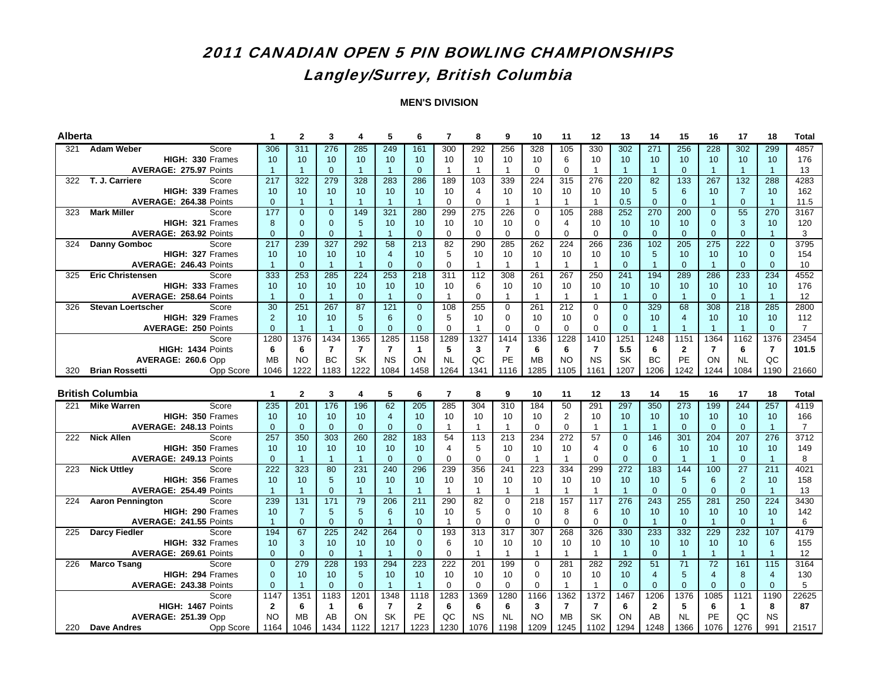# 2011 CANADIAN OPEN 5 PIN BOWLING CHAMPIONSHIPS

## Langley/Surrey, British Columbia

### MEN'S DIVISION

| Alberta | | | 1 | 2 | 3 | 4 | 5 | 6 | 7 | 8 | 9 | 10 | 11 | 12 | 13 | 14 | 15 | 16 | 17 | 18 | Total |
|---|---|---|---|---|---|---|---|---|---|---|---|---|---|---|---|---|---|---|---|---|---|
| 321 | **Adam Weber** | Score | 306 | 311 | 276 | 285 | 249 | 161 | 300 | 292 | 256 | 328 | 105 | 330 | 302 | 271 | 256 | 228 | 302 | 299 | 4857 |
| | **HIGH: 330** | Frames | 10 | 10 | 10 | 10 | 10 | 10 | 10 | 10 | 10 | 10 | 6 | 10 | 10 | 10 | 10 | 10 | 10 | 10 | 176 |
| | **AVERAGE: 275.97** | Points | 1 | 1 | 0 | 1 | 1 | 0 | 1 | 1 | 1 | 0 | 0 | 1 | 1 | 1 | 0 | 1 | 1 | 1 | 13 |
| 322 | **T. J. Carriere** | Score | 217 | 322 | 279 | 328 | 283 | 286 | 189 | 103 | 339 | 224 | 315 | 276 | 220 | 82 | 133 | 267 | 132 | 288 | 4283 |
| | **HIGH: 339** | Frames | 10 | 10 | 10 | 10 | 10 | 10 | 10 | 4 | 10 | 10 | 10 | 10 | 10 | 5 | 6 | 10 | 7 | 10 | 162 |
| | **AVERAGE: 264.38** | Points | 0 | 1 | 1 | 1 | 1 | 1 | 0 | 0 | 1 | 1 | 1 | 1 | 0.5 | 0 | 0 | 1 | 0 | 1 | 11.5 |
| 323 | **Mark Miller** | Score | 177 | 0 | 0 | 149 | 321 | 280 | 299 | 275 | 226 | 0 | 105 | 288 | 252 | 270 | 200 | 0 | 55 | 270 | 3167 |
| | **HIGH: 321** | Frames | 8 | 0 | 0 | 5 | 10 | 10 | 10 | 10 | 10 | 0 | 4 | 10 | 10 | 10 | 10 | 0 | 3 | 10 | 120 |
| | **AVERAGE: 263.92** | Points | 0 | 0 | 0 | 1 | 1 | 0 | 0 | 0 | 0 | 0 | 0 | 0 | 0 | 0 | 0 | 0 | 0 | 1 | 3 |
| 324 | **Danny Gomboc** | Score | 217 | 239 | 327 | 292 | 58 | 213 | 82 | 290 | 285 | 262 | 224 | 266 | 236 | 102 | 205 | 275 | 222 | 0 | 3795 |
| | **HIGH: 327** | Frames | 10 | 10 | 10 | 10 | 4 | 10 | 5 | 10 | 10 | 10 | 10 | 10 | 10 | 5 | 10 | 10 | 10 | 0 | 154 |
| | **AVERAGE: 246.43** | Points | 1 | 0 | 1 | 1 | 0 | 0 | 0 | 1 | 1 | 1 | 1 | 1 | 0 | 1 | 0 | 1 | 0 | 0 | 10 |
| 325 | **Eric Christensen** | Score | 333 | 253 | 285 | 224 | 253 | 218 | 311 | 112 | 308 | 261 | 267 | 250 | 241 | 194 | 289 | 286 | 233 | 234 | 4552 |
| | **HIGH: 333** | Frames | 10 | 10 | 10 | 10 | 10 | 10 | 10 | 6 | 10 | 10 | 10 | 10 | 10 | 10 | 10 | 10 | 10 | 10 | 176 |
| | **AVERAGE: 258.64** | Points | 1 | 0 | 1 | 0 | 1 | 0 | 1 | 0 | 1 | 1 | 1 | 1 | 1 | 0 | 1 | 0 | 1 | 1 | 12 |
| 326 | **Stevan Loertscher** | Score | 30 | 251 | 267 | 87 | 121 | 0 | 108 | 255 | 0 | 261 | 212 | 0 | 0 | 329 | 68 | 308 | 218 | 285 | 2800 |
| | **HIGH: 329** | Frames | 2 | 10 | 10 | 5 | 6 | 0 | 5 | 10 | 0 | 10 | 10 | 0 | 0 | 10 | 4 | 10 | 10 | 10 | 112 |
| | **AVERAGE: 250** | Points | 0 | 1 | 1 | 0 | 0 | 0 | 0 | 1 | 0 | 0 | 0 | 0 | 0 | 1 | 1 | 1 | 1 | 0 | 7 |
| | | Score | 1280 | 1376 | 1434 | 1365 | 1285 | 1158 | 1289 | 1327 | 1414 | 1336 | 1228 | 1410 | 1251 | 1248 | 1151 | 1364 | 1162 | 1376 | 23454 |
| | **HIGH: 1434** | Points | **6** | **6** | **7** | **7** | **7** | **1** | **5** | **3** | **7** | **6** | **6** | **7** | **5.5** | **6** | **2** | **7** | **6** | **7** | **101.5** |
| | **AVERAGE: 260.6** | Opp | MB | NO | BC | SK | NS | ON | NL | QC | PE | MB | NO | NS | SK | BC | PE | ON | NL | QC | |
| 320 | **Brian Rossetti** | Opp Score | 1046 | 1222 | 1183 | 1222 | 1084 | 1458 | 1264 | 1341 | 1116 | 1285 | 1105 | 1161 | 1207 | 1206 | 1242 | 1244 | 1084 | 1190 | 21660 |

| British Columbia | | | 1 | 2 | 3 | 4 | 5 | 6 | 7 | 8 | 9 | 10 | 11 | 12 | 13 | 14 | 15 | 16 | 17 | 18 | Total |
|---|---|---|---|---|---|---|---|---|---|---|---|---|---|---|---|---|---|---|---|---|---|
| 221 | **Mike Warren** | Score | 235 | 201 | 176 | 196 | 62 | 205 | 285 | 304 | 310 | 184 | 50 | 291 | 297 | 350 | 273 | 199 | 244 | 257 | 4119 |
| | **HIGH: 350** | Frames | 10 | 10 | 10 | 10 | 4 | 10 | 10 | 10 | 10 | 10 | 2 | 10 | 10 | 10 | 10 | 10 | 10 | 10 | 166 |
| | **AVERAGE: 248.13** | Points | 0 | 0 | 0 | 0 | 0 | 0 | 1 | 1 | 1 | 0 | 0 | 1 | 1 | 1 | 0 | 0 | 0 | 1 | 7 |
| 222 | **Nick Allen** | Score | 257 | 350 | 303 | 260 | 282 | 183 | 54 | 113 | 213 | 234 | 272 | 57 | 0 | 146 | 301 | 204 | 207 | 276 | 3712 |
| | **HIGH: 350** | Frames | 10 | 10 | 10 | 10 | 10 | 10 | 4 | 5 | 10 | 10 | 10 | 4 | 0 | 6 | 10 | 10 | 10 | 10 | 149 |
| | **AVERAGE: 249.13** | Points | 0 | 1 | 1 | 1 | 0 | 0 | 0 | 0 | 0 | 1 | 1 | 0 | 0 | 0 | 1 | 1 | 0 | 1 | 8 |
| 223 | **Nick Uttley** | Score | 222 | 323 | 80 | 231 | 240 | 296 | 239 | 356 | 241 | 223 | 334 | 299 | 272 | 183 | 144 | 100 | 27 | 211 | 4021 |
| | **HIGH: 356** | Frames | 10 | 10 | 5 | 10 | 10 | 10 | 10 | 10 | 10 | 10 | 10 | 10 | 10 | 10 | 5 | 6 | 2 | 10 | 158 |
| | **AVERAGE: 254.49** | Points | 1 | 1 | 0 | 1 | 1 | 1 | 1 | 1 | 1 | 1 | 1 | 1 | 1 | 0 | 0 | 0 | 0 | 1 | 13 |
| 224 | **Aaron Pennington** | Score | 239 | 131 | 171 | 79 | 206 | 211 | 290 | 82 | 0 | 218 | 157 | 117 | 276 | 243 | 255 | 281 | 250 | 224 | 3430 |
| | **HIGH: 290** | Frames | 10 | 7 | 5 | 5 | 6 | 10 | 10 | 5 | 0 | 10 | 8 | 6 | 10 | 10 | 10 | 10 | 10 | 10 | 142 |
| | **AVERAGE: 241.55** | Points | 1 | 0 | 0 | 0 | 1 | 0 | 1 | 0 | 0 | 0 | 0 | 0 | 0 | 1 | 0 | 1 | 0 | 1 | 6 |
| 225 | **Darcy Fiedler** | Score | 194 | 67 | 225 | 242 | 264 | 0 | 193 | 313 | 317 | 307 | 268 | 326 | 330 | 233 | 332 | 229 | 232 | 107 | 4179 |
| | **HIGH: 332** | Frames | 10 | 3 | 10 | 10 | 10 | 0 | 6 | 10 | 10 | 10 | 10 | 10 | 10 | 10 | 10 | 10 | 10 | 6 | 155 |
| | **AVERAGE: 269.61** | Points | 0 | 0 | 0 | 1 | 1 | 0 | 0 | 1 | 1 | 1 | 1 | 1 | 1 | 0 | 1 | 1 | 1 | 1 | 12 |
| 226 | **Marco Tsang** | Score | 0 | 279 | 228 | 193 | 294 | 223 | 222 | 201 | 199 | 0 | 281 | 282 | 292 | 51 | 71 | 72 | 161 | 115 | 3164 |
| | **HIGH: 294** | Frames | 0 | 10 | 10 | 5 | 10 | 10 | 10 | 10 | 10 | 0 | 10 | 10 | 10 | 4 | 5 | 4 | 8 | 4 | 130 |
| | **AVERAGE: 243.38** | Points | 0 | 1 | 0 | 0 | 1 | 1 | 0 | 0 | 0 | 0 | 1 | 1 | 0 | 0 | 0 | 0 | 0 | 0 | 5 |
| | | Score | 1147 | 1351 | 1183 | 1201 | 1348 | 1118 | 1283 | 1369 | 1280 | 1166 | 1362 | 1372 | 1467 | 1206 | 1376 | 1085 | 1121 | 1190 | 22625 |
| | **HIGH: 1467** | Points | **2** | **6** | **1** | **6** | **7** | **2** | **6** | **6** | **6** | **3** | **7** | **7** | **6** | **2** | **5** | **6** | **1** | **8** | **87** |
| | **AVERAGE: 251.39** | Opp | NO | MB | AB | ON | SK | PE | QC | NS | NL | NO | MB | SK | ON | AB | NL | PE | QC | NS | |
| 220 | **Dave Andres** | Opp Score | 1164 | 1046 | 1434 | 1122 | 1217 | 1223 | 1230 | 1076 | 1198 | 1209 | 1245 | 1102 | 1294 | 1248 | 1366 | 1076 | 1276 | 991 | 21517 |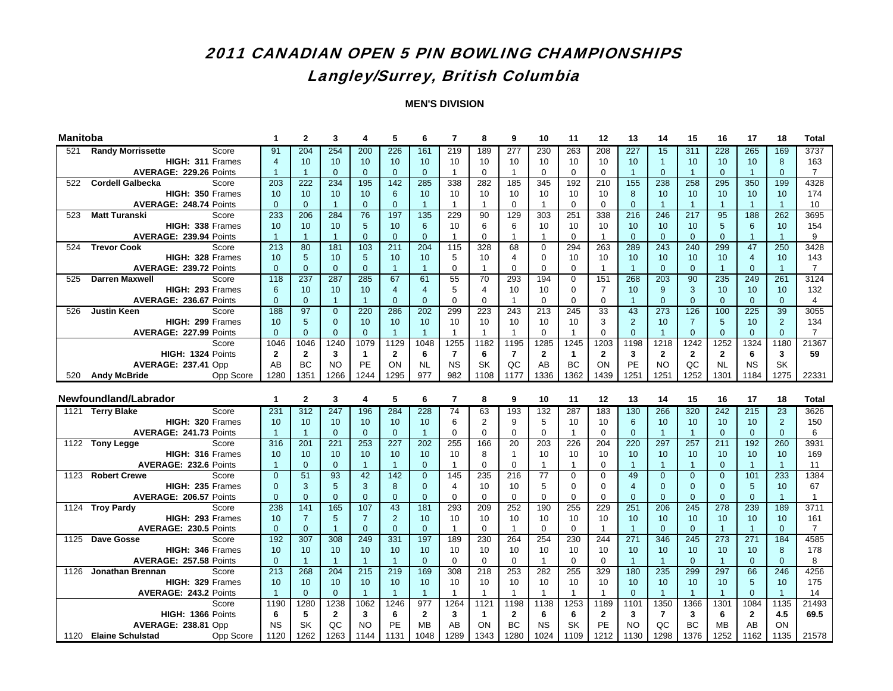# 2011 CANADIAN OPEN 5 PIN BOWLING CHAMPIONSHIPS

## Langley/Surrey, British Columbia

**MEN'S DIVISION**

| Manitoba | | | 1 | 2 | 3 | 4 | 5 | 6 | 7 | 8 | 9 | 10 | 11 | 12 | 13 | 14 | 15 | 16 | 17 | 18 | Total |
|---|---|---|---|---|---|---|---|---|---|---|---|---|---|---|---|---|---|---|---|---|---|
| 521 | **Randy Morrissette** | Score | 91 | 204 | 254 | 200 | 226 | 161 | 219 | 189 | 277 | 230 | 263 | 208 | 227 | 15 | 311 | 228 | 265 | 169 | 3737 |
| | **HIGH: 311** | Frames | 4 | 10 | 10 | 10 | 10 | 10 | 10 | 10 | 10 | 10 | 10 | 10 | 10 | 1 | 10 | 10 | 10 | 8 | 163 |
| | **AVERAGE: 229.26** | Points | 1 | 1 | 0 | 0 | 0 | 0 | 1 | 0 | 1 | 0 | 0 | 0 | 1 | 0 | 1 | 0 | 1 | 0 | 7 |
| 522 | **Cordell Galbecka** | Score | 203 | 222 | 234 | 195 | 142 | 285 | 338 | 282 | 185 | 345 | 192 | 210 | 155 | 238 | 258 | 295 | 350 | 199 | 4328 |
| | **HIGH: 350** | Frames | 10 | 10 | 10 | 10 | 6 | 10 | 10 | 10 | 10 | 10 | 10 | 10 | 8 | 10 | 10 | 10 | 10 | 10 | 174 |
| | **AVERAGE: 248.74** | Points | 0 | 0 | 1 | 0 | 0 | 1 | 1 | 1 | 0 | 1 | 0 | 0 | 0 | 1 | 1 | 1 | 1 | 1 | 10 |
| 523 | **Matt Turanski** | Score | 233 | 206 | 284 | 76 | 197 | 135 | 229 | 90 | 129 | 303 | 251 | 338 | 216 | 246 | 217 | 95 | 188 | 262 | 3695 |
| | **HIGH: 338** | Frames | 10 | 10 | 10 | 5 | 10 | 6 | 10 | 6 | 6 | 10 | 10 | 10 | 10 | 10 | 10 | 5 | 6 | 10 | 154 |
| | **AVERAGE: 239.94** | Points | 1 | 1 | 1 | 0 | 0 | 0 | 1 | 0 | 1 | 1 | 0 | 1 | 0 | 0 | 0 | 0 | 1 | 1 | 9 |
| 524 | **Trevor Cook** | Score | 213 | 80 | 181 | 103 | 211 | 204 | 115 | 328 | 68 | 0 | 294 | 263 | 289 | 243 | 240 | 299 | 47 | 250 | 3428 |
| | **HIGH: 328** | Frames | 10 | 5 | 10 | 5 | 10 | 10 | 5 | 10 | 4 | 0 | 10 | 10 | 10 | 10 | 10 | 10 | 4 | 10 | 143 |
| | **AVERAGE: 239.72** | Points | 0 | 0 | 0 | 0 | 1 | 1 | 0 | 1 | 0 | 0 | 0 | 1 | 1 | 0 | 0 | 1 | 0 | 1 | 7 |
| 525 | **Darren Maxwell** | Score | 118 | 237 | 287 | 285 | 67 | 61 | 55 | 70 | 293 | 194 | 0 | 151 | 268 | 203 | 90 | 235 | 249 | 261 | 3124 |
| | **HIGH: 293** | Frames | 6 | 10 | 10 | 10 | 4 | 4 | 5 | 4 | 10 | 10 | 0 | 7 | 10 | 9 | 3 | 10 | 10 | 10 | 132 |
| | **AVERAGE: 236.67** | Points | 0 | 0 | 1 | 1 | 0 | 0 | 0 | 0 | 1 | 0 | 0 | 0 | 1 | 0 | 0 | 0 | 0 | 0 | 4 |
| 526 | **Justin Keen** | Score | 188 | 97 | 0 | 220 | 286 | 202 | 299 | 223 | 243 | 213 | 245 | 33 | 43 | 273 | 126 | 100 | 225 | 39 | 3055 |
| | **HIGH: 299** | Frames | 10 | 5 | 0 | 10 | 10 | 10 | 10 | 10 | 10 | 10 | 10 | 3 | 2 | 10 | 7 | 5 | 10 | 2 | 134 |
| | **AVERAGE: 227.99** | Points | 0 | 0 | 0 | 0 | 1 | 1 | 1 | 1 | 1 | 0 | 1 | 0 | 0 | 1 | 0 | 0 | 0 | 0 | 7 |
| | | Score | 1046 | 1046 | 1240 | 1079 | 1129 | 1048 | 1255 | 1182 | 1195 | 1285 | 1245 | 1203 | 1198 | 1218 | 1242 | 1252 | 1324 | 1180 | 21367 |
| | **HIGH: 1324** | Points | **2** | **2** | **3** | **1** | **2** | **6** | **7** | **6** | **7** | **2** | **1** | **2** | **3** | **2** | **2** | **2** | **6** | **3** | **59** |
| | **AVERAGE: 237.41** | Opp | AB | BC | NO | PE | ON | NL | NS | SK | QC | AB | BC | ON | PE | NO | QC | NL | NS | SK | |
| 520 | **Andy McBride** | Opp Score | 1280 | 1351 | 1266 | 1244 | 1295 | 977 | 982 | 1108 | 1177 | 1336 | 1362 | 1439 | 1251 | 1251 | 1252 | 1301 | 1184 | 1275 | 22331 |

| Newfoundland/Labrador | | | 1 | 2 | 3 | 4 | 5 | 6 | 7 | 8 | 9 | 10 | 11 | 12 | 13 | 14 | 15 | 16 | 17 | 18 | Total |
|---|---|---|---|---|---|---|---|---|---|---|---|---|---|---|---|---|---|---|---|---|---|
| 1121 | **Terry Blake** | Score | 231 | 312 | 247 | 196 | 284 | 228 | 74 | 63 | 193 | 132 | 287 | 183 | 130 | 266 | 320 | 242 | 215 | 23 | 3626 |
| | **HIGH: 320** | Frames | 10 | 10 | 10 | 10 | 10 | 10 | 6 | 2 | 9 | 5 | 10 | 10 | 6 | 10 | 10 | 10 | 10 | 2 | 150 |
| | **AVERAGE: 241.73** | Points | 1 | 1 | 0 | 0 | 0 | 1 | 0 | 0 | 0 | 0 | 1 | 0 | 0 | 1 | 1 | 0 | 0 | 0 | 6 |
| 1122 | **Tony Legge** | Score | 316 | 201 | 221 | 253 | 227 | 202 | 255 | 166 | 20 | 203 | 226 | 204 | 220 | 297 | 257 | 211 | 192 | 260 | 3931 |
| | **HIGH: 316** | Frames | 10 | 10 | 10 | 10 | 10 | 10 | 10 | 8 | 1 | 10 | 10 | 10 | 10 | 10 | 10 | 10 | 10 | 10 | 169 |
| | **AVERAGE: 232.6** | Points | 1 | 0 | 0 | 1 | 1 | 0 | 1 | 0 | 0 | 1 | 1 | 0 | 1 | 1 | 1 | 0 | 1 | 1 | 11 |
| 1123 | **Robert Crewe** | Score | 0 | 51 | 93 | 42 | 142 | 0 | 145 | 235 | 216 | 77 | 0 | 0 | 49 | 0 | 0 | 0 | 101 | 233 | 1384 |
| | **HIGH: 235** | Frames | 0 | 3 | 5 | 3 | 8 | 0 | 4 | 10 | 10 | 5 | 0 | 0 | 4 | 0 | 0 | 0 | 5 | 10 | 67 |
| | **AVERAGE: 206.57** | Points | 0 | 0 | 0 | 0 | 0 | 0 | 0 | 0 | 0 | 0 | 0 | 0 | 0 | 0 | 0 | 0 | 0 | 1 | 1 |
| 1124 | **Troy Pardy** | Score | 238 | 141 | 165 | 107 | 43 | 181 | 293 | 209 | 252 | 190 | 255 | 229 | 251 | 206 | 245 | 278 | 239 | 189 | 3711 |
| | **HIGH: 293** | Frames | 10 | 7 | 5 | 7 | 2 | 10 | 10 | 10 | 10 | 10 | 10 | 10 | 10 | 10 | 10 | 10 | 10 | 10 | 161 |
| | **AVERAGE: 230.5** | Points | 0 | 0 | 1 | 0 | 0 | 0 | 1 | 0 | 1 | 0 | 0 | 1 | 1 | 0 | 0 | 1 | 1 | 0 | 7 |
| 1125 | **Dave Gosse** | Score | 192 | 307 | 308 | 249 | 331 | 197 | 189 | 230 | 264 | 254 | 230 | 244 | 271 | 346 | 245 | 273 | 271 | 184 | 4585 |
| | **HIGH: 346** | Frames | 10 | 10 | 10 | 10 | 10 | 10 | 10 | 10 | 10 | 10 | 10 | 10 | 10 | 10 | 10 | 10 | 10 | 8 | 178 |
| | **AVERAGE: 257.58** | Points | 0 | 1 | 1 | 1 | 1 | 0 | 0 | 0 | 0 | 1 | 0 | 0 | 1 | 1 | 0 | 1 | 0 | 0 | 8 |
| 1126 | **Jonathan Brennan** | Score | 213 | 268 | 204 | 215 | 219 | 169 | 308 | 218 | 253 | 282 | 255 | 329 | 180 | 235 | 299 | 297 | 66 | 246 | 4256 |
| | **HIGH: 329** | Frames | 10 | 10 | 10 | 10 | 10 | 10 | 10 | 10 | 10 | 10 | 10 | 10 | 10 | 10 | 10 | 10 | 5 | 10 | 175 |
| | **AVERAGE: 243.2** | Points | 1 | 0 | 0 | 1 | 1 | 1 | 1 | 1 | 1 | 1 | 1 | 1 | 0 | 1 | 1 | 1 | 0 | 1 | 14 |
| | | Score | 1190 | 1280 | 1238 | 1062 | 1246 | 977 | 1264 | 1121 | 1198 | 1138 | 1253 | 1189 | 1101 | 1350 | 1366 | 1301 | 1084 | 1135 | 21493 |
| | **HIGH: 1366** | Points | **6** | **5** | **2** | **3** | **6** | **2** | **3** | **1** | **2** | **6** | **6** | **2** | **3** | **7** | **3** | **6** | **2** | **4.5** | **69.5** |
| | **AVERAGE: 238.81** | Opp | NS | SK | QC | NO | PE | MB | AB | ON | BC | NS | SK | PE | NO | QC | BC | MB | AB | ON | |
| 1120 | **Elaine Schulstad** | Opp Score | 1120 | 1262 | 1263 | 1144 | 1131 | 1048 | 1289 | 1343 | 1280 | 1024 | 1109 | 1212 | 1130 | 1298 | 1376 | 1252 | 1162 | 1135 | 21578 |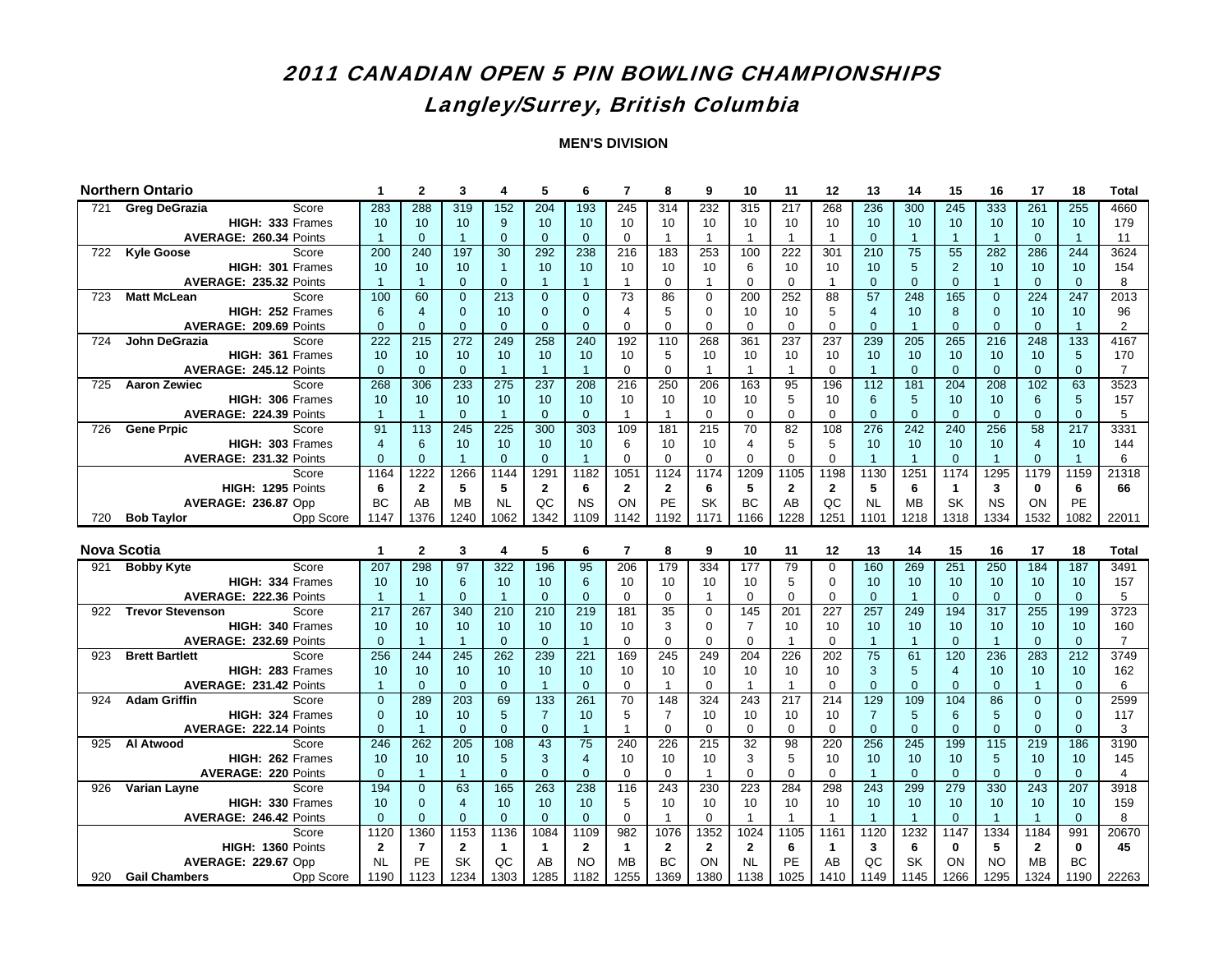# 2011 CANADIAN OPEN 5 PIN BOWLING CHAMPIONSHIPS

## Langley/Surrey, British Columbia

**MEN'S DIVISION**

| Northern Ontario | | | 1 | 2 | 3 | 4 | 5 | 6 | 7 | 8 | 9 | 10 | 11 | 12 | 13 | 14 | 15 | 16 | 17 | 18 | Total |
|---|---|---|---|---|---|---|---|---|---|---|---|---|---|---|---|---|---|---|---|---|---|
| 721 | Greg DeGrazia | Score | 283 | 288 | 319 | 152 | 204 | 193 | 245 | 314 | 232 | 315 | 217 | 268 | 236 | 300 | 245 | 333 | 261 | 255 | 4660 |
| | HIGH: 333 | Frames | 10 | 10 | 10 | 9 | 10 | 10 | 10 | 10 | 10 | 10 | 10 | 10 | 10 | 10 | 10 | 10 | 10 | 10 | 179 |
| | AVERAGE: 260.34 | Points | 1 | 0 | 1 | 0 | 0 | 0 | 0 | 1 | 1 | 1 | 1 | 1 | 0 | 1 | 1 | 1 | 0 | 1 | 11 |
| 722 | Kyle Goose | Score | 200 | 240 | 197 | 30 | 292 | 238 | 216 | 183 | 253 | 100 | 222 | 301 | 210 | 75 | 55 | 282 | 286 | 244 | 3624 |
| | HIGH: 301 | Frames | 10 | 10 | 10 | 1 | 10 | 10 | 10 | 10 | 10 | 6 | 10 | 10 | 10 | 5 | 2 | 10 | 10 | 10 | 154 |
| | AVERAGE: 235.32 | Points | 1 | 1 | 0 | 0 | 1 | 1 | 1 | 0 | 1 | 0 | 0 | 1 | 0 | 0 | 0 | 1 | 0 | 0 | 8 |
| 723 | Matt McLean | Score | 100 | 60 | 0 | 213 | 0 | 0 | 73 | 86 | 0 | 200 | 252 | 88 | 57 | 248 | 165 | 0 | 224 | 247 | 2013 |
| | HIGH: 252 | Frames | 6 | 4 | 0 | 10 | 0 | 0 | 4 | 5 | 0 | 10 | 10 | 5 | 4 | 10 | 8 | 0 | 10 | 10 | 96 |
| | AVERAGE: 209.69 | Points | 0 | 0 | 0 | 0 | 0 | 0 | 0 | 0 | 0 | 0 | 0 | 0 | 0 | 1 | 0 | 0 | 0 | 1 | 2 |
| 724 | John DeGrazia | Score | 222 | 215 | 272 | 249 | 258 | 240 | 192 | 110 | 268 | 361 | 237 | 237 | 239 | 205 | 265 | 216 | 248 | 133 | 4167 |
| | HIGH: 361 | Frames | 10 | 10 | 10 | 10 | 10 | 10 | 10 | 5 | 10 | 10 | 10 | 10 | 10 | 10 | 10 | 10 | 10 | 5 | 170 |
| | AVERAGE: 245.12 | Points | 0 | 0 | 0 | 1 | 1 | 1 | 0 | 0 | 1 | 1 | 1 | 0 | 1 | 0 | 0 | 0 | 0 | 0 | 7 |
| 725 | Aaron Zewiec | Score | 268 | 306 | 233 | 275 | 237 | 208 | 216 | 250 | 206 | 163 | 95 | 196 | 112 | 181 | 204 | 208 | 102 | 63 | 3523 |
| | HIGH: 306 | Frames | 10 | 10 | 10 | 10 | 10 | 10 | 10 | 10 | 10 | 10 | 5 | 10 | 6 | 5 | 10 | 10 | 6 | 5 | 157 |
| | AVERAGE: 224.39 | Points | 1 | 1 | 0 | 1 | 0 | 0 | 1 | 1 | 0 | 0 | 0 | 0 | 0 | 0 | 0 | 0 | 0 | 0 | 5 |
| 726 | Gene Prpic | Score | 91 | 113 | 245 | 225 | 300 | 303 | 109 | 181 | 215 | 70 | 82 | 108 | 276 | 242 | 240 | 256 | 58 | 217 | 3331 |
| | HIGH: 303 | Frames | 4 | 6 | 10 | 10 | 10 | 10 | 6 | 10 | 10 | 4 | 5 | 5 | 10 | 10 | 10 | 10 | 4 | 10 | 144 |
| | AVERAGE: 231.32 | Points | 0 | 0 | 1 | 0 | 0 | 1 | 0 | 0 | 0 | 0 | 0 | 0 | 1 | 1 | 0 | 1 | 0 | 1 | 6 |
| | | Score | 1164 | 1222 | 1266 | 1144 | 1291 | 1182 | 1051 | 1124 | 1174 | 1209 | 1105 | 1198 | 1130 | 1251 | 1174 | 1295 | 1179 | 1159 | 21318 |
| | HIGH: 1295 | Points | **6** | **2** | **5** | **5** | **2** | **6** | **2** | **2** | **6** | **5** | **2** | **2** | **5** | **6** | **1** | **3** | **0** | **6** | **66** |
| | AVERAGE: 236.87 | Opp | BC | AB | MB | NL | QC | NS | ON | PE | SK | BC | AB | QC | NL | MB | SK | NS | ON | PE | |
| 720 | Bob Taylor | Opp Score | 1147 | 1376 | 1240 | 1062 | 1342 | 1109 | 1142 | 1192 | 1171 | 1166 | 1228 | 1251 | 1101 | 1218 | 1318 | 1334 | 1532 | 1082 | 22011 |

| Nova Scotia | | | 1 | 2 | 3 | 4 | 5 | 6 | 7 | 8 | 9 | 10 | 11 | 12 | 13 | 14 | 15 | 16 | 17 | 18 | Total |
|---|---|---|---|---|---|---|---|---|---|---|---|---|---|---|---|---|---|---|---|---|---|
| 921 | Bobby Kyte | Score | 207 | 298 | 97 | 322 | 196 | 95 | 206 | 179 | 334 | 177 | 79 | 0 | 160 | 269 | 251 | 250 | 184 | 187 | 3491 |
| | HIGH: 334 | Frames | 10 | 10 | 6 | 10 | 10 | 6 | 10 | 10 | 10 | 10 | 5 | 0 | 10 | 10 | 10 | 10 | 10 | 10 | 157 |
| | AVERAGE: 222.36 | Points | 1 | 1 | 0 | 1 | 0 | 0 | 0 | 0 | 1 | 0 | 0 | 0 | 0 | 1 | 0 | 0 | 0 | 0 | 5 |
| 922 | Trevor Stevenson | Score | 217 | 267 | 340 | 210 | 210 | 219 | 181 | 35 | 0 | 145 | 201 | 227 | 257 | 249 | 194 | 317 | 255 | 199 | 3723 |
| | HIGH: 340 | Frames | 10 | 10 | 10 | 10 | 10 | 10 | 10 | 3 | 0 | 7 | 10 | 10 | 10 | 10 | 10 | 10 | 10 | 10 | 160 |
| | AVERAGE: 232.69 | Points | 0 | 1 | 1 | 0 | 0 | 1 | 0 | 0 | 0 | 0 | 1 | 0 | 1 | 1 | 0 | 1 | 0 | 0 | 7 |
| 923 | Brett Bartlett | Score | 256 | 244 | 245 | 262 | 239 | 221 | 169 | 245 | 249 | 204 | 226 | 202 | 75 | 61 | 120 | 236 | 283 | 212 | 3749 |
| | HIGH: 283 | Frames | 10 | 10 | 10 | 10 | 10 | 10 | 10 | 10 | 10 | 10 | 10 | 10 | 3 | 5 | 4 | 10 | 10 | 10 | 162 |
| | AVERAGE: 231.42 | Points | 1 | 0 | 0 | 0 | 1 | 0 | 0 | 1 | 0 | 1 | 1 | 0 | 0 | 0 | 0 | 0 | 1 | 0 | 6 |
| 924 | Adam Griffin | Score | 0 | 289 | 203 | 69 | 133 | 261 | 70 | 148 | 324 | 243 | 217 | 214 | 129 | 109 | 104 | 86 | 0 | 0 | 2599 |
| | HIGH: 324 | Frames | 0 | 10 | 10 | 5 | 7 | 10 | 5 | 7 | 10 | 10 | 10 | 10 | 7 | 5 | 6 | 5 | 0 | 0 | 117 |
| | AVERAGE: 222.14 | Points | 0 | 1 | 0 | 0 | 0 | 1 | 1 | 0 | 0 | 0 | 0 | 0 | 0 | 0 | 0 | 0 | 0 | 0 | 3 |
| 925 | Al Atwood | Score | 246 | 262 | 205 | 108 | 43 | 75 | 240 | 226 | 215 | 32 | 98 | 220 | 256 | 245 | 199 | 115 | 219 | 186 | 3190 |
| | HIGH: 262 | Frames | 10 | 10 | 10 | 5 | 3 | 4 | 10 | 10 | 10 | 3 | 5 | 10 | 10 | 10 | 10 | 5 | 10 | 10 | 145 |
| | AVERAGE: 220 | Points | 0 | 1 | 1 | 0 | 0 | 0 | 0 | 0 | 1 | 0 | 0 | 0 | 1 | 0 | 0 | 0 | 0 | 0 | 4 |
| 926 | Varian Layne | Score | 194 | 0 | 63 | 165 | 263 | 238 | 116 | 243 | 230 | 223 | 284 | 298 | 243 | 299 | 279 | 330 | 243 | 207 | 3918 |
| | HIGH: 330 | Frames | 10 | 0 | 4 | 10 | 10 | 10 | 5 | 10 | 10 | 10 | 10 | 10 | 10 | 10 | 10 | 10 | 10 | 10 | 159 |
| | AVERAGE: 246.42 | Points | 0 | 0 | 0 | 0 | 0 | 0 | 0 | 1 | 0 | 1 | 1 | 1 | 1 | 1 | 0 | 1 | 1 | 0 | 8 |
| | | Score | 1120 | 1360 | 1153 | 1136 | 1084 | 1109 | 982 | 1076 | 1352 | 1024 | 1105 | 1161 | 1120 | 1232 | 1147 | 1334 | 1184 | 991 | 20670 |
| | HIGH: 1360 | Points | **2** | **7** | **2** | **1** | **1** | **2** | **1** | **2** | **2** | **2** | **6** | **1** | **3** | **6** | **0** | **5** | **2** | **0** | **45** |
| | AVERAGE: 229.67 | Opp | NL | PE | SK | QC | AB | NO | MB | BC | ON | NL | PE | AB | QC | SK | ON | NO | MB | BC | |
| 920 | Gail Chambers | Opp Score | 1190 | 1123 | 1234 | 1303 | 1285 | 1182 | 1255 | 1369 | 1380 | 1138 | 1025 | 1410 | 1149 | 1145 | 1266 | 1295 | 1324 | 1190 | 22263 |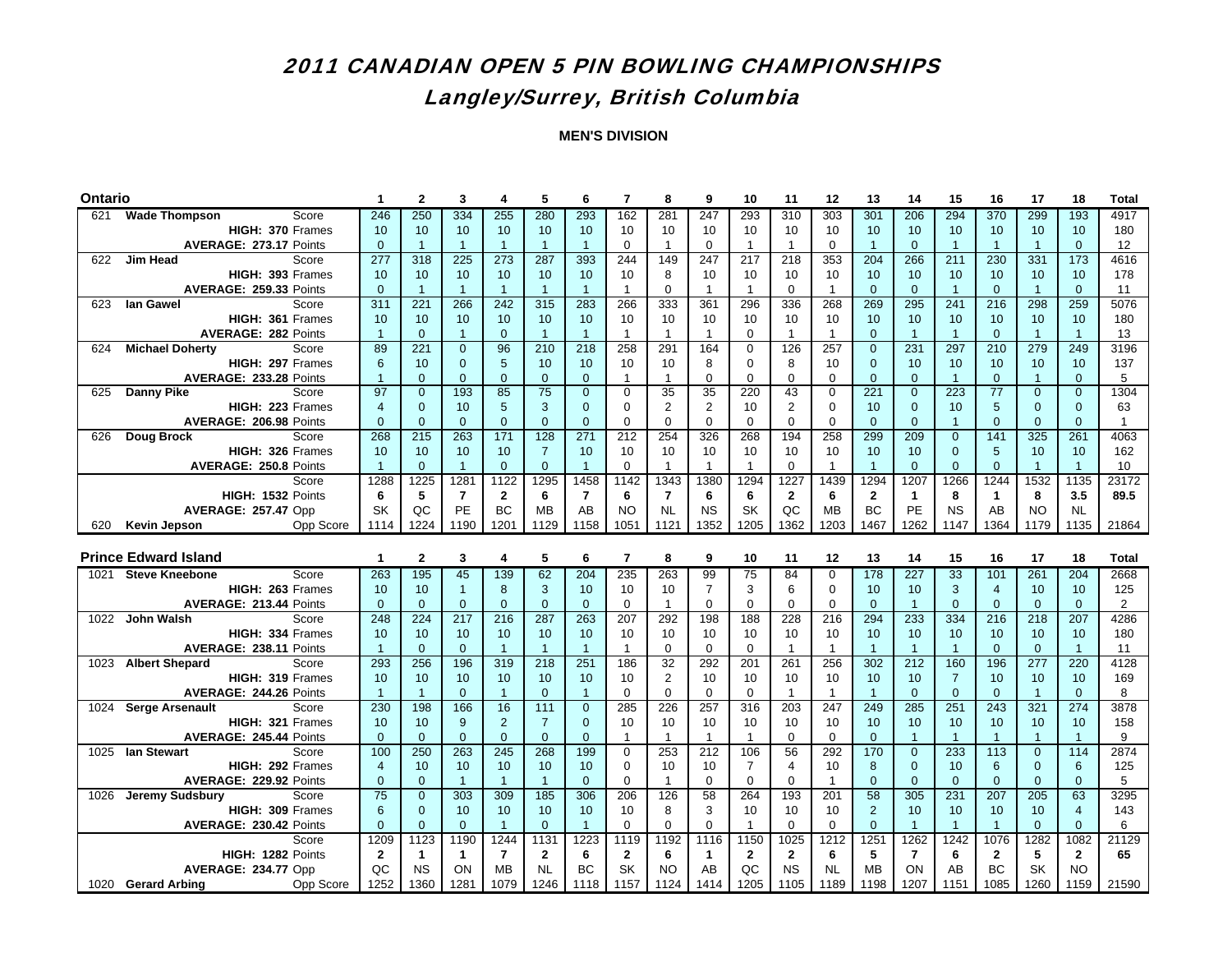# 2011 CANADIAN OPEN 5 PIN BOWLING CHAMPIONSHIPS

## Langley/Surrey, British Columbia

**MEN'S DIVISION**

| Ontario | | | 1 | 2 | 3 | 4 | 5 | 6 | 7 | 8 | 9 | 10 | 11 | 12 | 13 | 14 | 15 | 16 | 17 | 18 | Total |
|---|---|---|---|---|---|---|---|---|---|---|---|---|---|---|---|---|---|---|---|---|---|
| 621 | **Wade Thompson** | Score | 246 | 250 | 334 | 255 | 280 | 293 | 162 | 281 | 247 | 293 | 310 | 303 | 301 | 206 | 294 | 370 | 299 | 193 | 4917 |
| | **HIGH: 370** | Frames | 10 | 10 | 10 | 10 | 10 | 10 | 10 | 10 | 10 | 10 | 10 | 10 | 10 | 10 | 10 | 10 | 10 | 10 | 180 |
| | **AVERAGE: 273.17** | Points | 0 | 1 | 1 | 1 | 1 | 1 | 0 | 1 | 0 | 1 | 1 | 0 | 1 | 0 | 1 | 1 | 1 | 0 | 12 |
| 622 | **Jim Head** | Score | 277 | 318 | 225 | 273 | 287 | 393 | 244 | 149 | 247 | 217 | 218 | 353 | 204 | 266 | 211 | 230 | 331 | 173 | 4616 |
| | **HIGH: 393** | Frames | 10 | 10 | 10 | 10 | 10 | 10 | 10 | 8 | 10 | 10 | 10 | 10 | 10 | 10 | 10 | 10 | 10 | 10 | 178 |
| | **AVERAGE: 259.33** | Points | 0 | 1 | 1 | 1 | 1 | 1 | 1 | 0 | 1 | 1 | 0 | 1 | 0 | 0 | 1 | 0 | 1 | 0 | 11 |
| 623 | **Ian Gawel** | Score | 311 | 221 | 266 | 242 | 315 | 283 | 266 | 333 | 361 | 296 | 336 | 268 | 269 | 295 | 241 | 216 | 298 | 259 | 5076 |
| | **HIGH: 361** | Frames | 10 | 10 | 10 | 10 | 10 | 10 | 10 | 10 | 10 | 10 | 10 | 10 | 10 | 10 | 10 | 10 | 10 | 10 | 180 |
| | **AVERAGE: 282** | Points | 1 | 0 | 1 | 0 | 1 | 1 | 1 | 1 | 1 | 0 | 1 | 1 | 0 | 1 | 1 | 0 | 1 | 1 | 13 |
| 624 | **Michael Doherty** | Score | 89 | 221 | 0 | 96 | 210 | 218 | 258 | 291 | 164 | 0 | 126 | 257 | 0 | 231 | 297 | 210 | 279 | 249 | 3196 |
| | **HIGH: 297** | Frames | 6 | 10 | 0 | 5 | 10 | 10 | 10 | 10 | 8 | 0 | 8 | 10 | 0 | 10 | 10 | 10 | 10 | 10 | 137 |
| | **AVERAGE: 233.28** | Points | 1 | 0 | 0 | 0 | 0 | 0 | 1 | 1 | 0 | 0 | 0 | 0 | 0 | 0 | 1 | 0 | 1 | 0 | 5 |
| 625 | **Danny Pike** | Score | 97 | 0 | 193 | 85 | 75 | 0 | 0 | 35 | 35 | 220 | 43 | 0 | 221 | 0 | 223 | 77 | 0 | 0 | 1304 |
| | **HIGH: 223** | Frames | 4 | 0 | 10 | 5 | 3 | 0 | 0 | 2 | 2 | 10 | 2 | 0 | 10 | 0 | 10 | 5 | 0 | 0 | 63 |
| | **AVERAGE: 206.98** | Points | 0 | 0 | 0 | 0 | 0 | 0 | 0 | 0 | 0 | 0 | 0 | 0 | 0 | 0 | 1 | 0 | 0 | 0 | 1 |
| 626 | **Doug Brock** | Score | 268 | 215 | 263 | 171 | 128 | 271 | 212 | 254 | 326 | 268 | 194 | 258 | 299 | 209 | 0 | 141 | 325 | 261 | 4063 |
| | **HIGH: 326** | Frames | 10 | 10 | 10 | 10 | 7 | 10 | 10 | 10 | 10 | 10 | 10 | 10 | 10 | 10 | 0 | 5 | 10 | 10 | 162 |
| | **AVERAGE: 250.8** | Points | 1 | 0 | 1 | 0 | 0 | 1 | 0 | 1 | 1 | 1 | 0 | 1 | 1 | 0 | 0 | 0 | 1 | 1 | 10 |
| | | Score | 1288 | 1225 | 1281 | 1122 | 1295 | 1458 | 1142 | 1343 | 1380 | 1294 | 1227 | 1439 | 1294 | 1207 | 1266 | 1244 | 1532 | 1135 | 23172 |
| | **HIGH: 1532** | Points | **6** | **5** | **7** | **2** | **6** | **7** | **6** | **7** | **6** | **6** | **2** | **6** | **2** | **1** | **8** | **1** | **8** | **3.5** | **89.5** |
| | **AVERAGE: 257.47** | Opp | SK | QC | PE | BC | MB | AB | NO | NL | NS | SK | QC | MB | BC | PE | NS | AB | NO | NL | |
| 620 | **Kevin Jepson** | Opp Score | 1114 | 1224 | 1190 | 1201 | 1129 | 1158 | 1051 | 1121 | 1352 | 1205 | 1362 | 1203 | 1467 | 1262 | 1147 | 1364 | 1179 | 1135 | 21864 |

| Prince Edward Island | | | 1 | 2 | 3 | 4 | 5 | 6 | 7 | 8 | 9 | 10 | 11 | 12 | 13 | 14 | 15 | 16 | 17 | 18 | Total |
|---|---|---|---|---|---|---|---|---|---|---|---|---|---|---|---|---|---|---|---|---|---|
| 1021 | **Steve Kneebone** | Score | 263 | 195 | 45 | 139 | 62 | 204 | 235 | 263 | 99 | 75 | 84 | 0 | 178 | 227 | 33 | 101 | 261 | 204 | 2668 |
| | **HIGH: 263** | Frames | 10 | 10 | 1 | 8 | 3 | 10 | 10 | 10 | 7 | 3 | 6 | 0 | 10 | 10 | 3 | 4 | 10 | 10 | 125 |
| | **AVERAGE: 213.44** | Points | 0 | 0 | 0 | 0 | 0 | 0 | 0 | 1 | 0 | 0 | 0 | 0 | 0 | 1 | 0 | 0 | 0 | 0 | 2 |
| 1022 | **John Walsh** | Score | 248 | 224 | 217 | 216 | 287 | 263 | 207 | 292 | 198 | 188 | 228 | 216 | 294 | 233 | 334 | 216 | 218 | 207 | 4286 |
| | **HIGH: 334** | Frames | 10 | 10 | 10 | 10 | 10 | 10 | 10 | 10 | 10 | 10 | 10 | 10 | 10 | 10 | 10 | 10 | 10 | 10 | 180 |
| | **AVERAGE: 238.11** | Points | 1 | 0 | 0 | 1 | 1 | 1 | 1 | 0 | 0 | 0 | 1 | 1 | 1 | 1 | 1 | 0 | 0 | 1 | 11 |
| 1023 | **Albert Shepard** | Score | 293 | 256 | 196 | 319 | 218 | 251 | 186 | 32 | 292 | 201 | 261 | 256 | 302 | 212 | 160 | 196 | 277 | 220 | 4128 |
| | **HIGH: 319** | Frames | 10 | 10 | 10 | 10 | 10 | 10 | 10 | 2 | 10 | 10 | 10 | 10 | 10 | 10 | 7 | 10 | 10 | 10 | 169 |
| | **AVERAGE: 244.26** | Points | 1 | 1 | 0 | 1 | 0 | 1 | 0 | 0 | 0 | 0 | 1 | 1 | 1 | 0 | 0 | 0 | 1 | 0 | 8 |
| 1024 | **Serge Arsenault** | Score | 230 | 198 | 166 | 16 | 111 | 0 | 285 | 226 | 257 | 316 | 203 | 247 | 249 | 285 | 251 | 243 | 321 | 274 | 3878 |
| | **HIGH: 321** | Frames | 10 | 10 | 9 | 2 | 7 | 0 | 10 | 10 | 10 | 10 | 10 | 10 | 10 | 10 | 10 | 10 | 10 | 10 | 158 |
| | **AVERAGE: 245.44** | Points | 0 | 0 | 0 | 0 | 0 | 0 | 1 | 1 | 1 | 1 | 0 | 0 | 0 | 1 | 1 | 1 | 1 | 1 | 9 |
| 1025 | **Ian Stewart** | Score | 100 | 250 | 263 | 245 | 268 | 199 | 0 | 253 | 212 | 106 | 56 | 292 | 170 | 0 | 233 | 113 | 0 | 114 | 2874 |
| | **HIGH: 292** | Frames | 4 | 10 | 10 | 10 | 10 | 10 | 0 | 10 | 10 | 7 | 4 | 10 | 8 | 0 | 10 | 6 | 0 | 6 | 125 |
| | **AVERAGE: 229.92** | Points | 0 | 0 | 1 | 1 | 1 | 0 | 0 | 1 | 0 | 0 | 0 | 1 | 0 | 0 | 0 | 0 | 0 | 0 | 5 |
| 1026 | **Jeremy Sudsbury** | Score | 75 | 0 | 303 | 309 | 185 | 306 | 206 | 126 | 58 | 264 | 193 | 201 | 58 | 305 | 231 | 207 | 205 | 63 | 3295 |
| | **HIGH: 309** | Frames | 6 | 0 | 10 | 10 | 10 | 10 | 10 | 8 | 3 | 10 | 10 | 10 | 2 | 10 | 10 | 10 | 10 | 4 | 143 |
| | **AVERAGE: 230.42** | Points | 0 | 0 | 0 | 1 | 0 | 1 | 0 | 0 | 0 | 1 | 0 | 0 | 0 | 1 | 1 | 1 | 0 | 0 | 6 |
| | | Score | 1209 | 1123 | 1190 | 1244 | 1131 | 1223 | 1119 | 1192 | 1116 | 1150 | 1025 | 1212 | 1251 | 1262 | 1242 | 1076 | 1282 | 1082 | 21129 |
| | **HIGH: 1282** | Points | **2** | **1** | **1** | **7** | **2** | **6** | **2** | **6** | **1** | **2** | **2** | **6** | **5** | **7** | **6** | **2** | **5** | **2** | **65** |
| | **AVERAGE: 234.77** | Opp | QC | NS | ON | MB | NL | BC | SK | NO | AB | QC | NS | NL | MB | ON | AB | BC | SK | NO | |
| 1020 | **Gerard Arbing** | Opp Score | 1252 | 1360 | 1281 | 1079 | 1246 | 1118 | 1157 | 1124 | 1414 | 1205 | 1105 | 1189 | 1198 | 1207 | 1151 | 1085 | 1260 | 1159 | 21590 |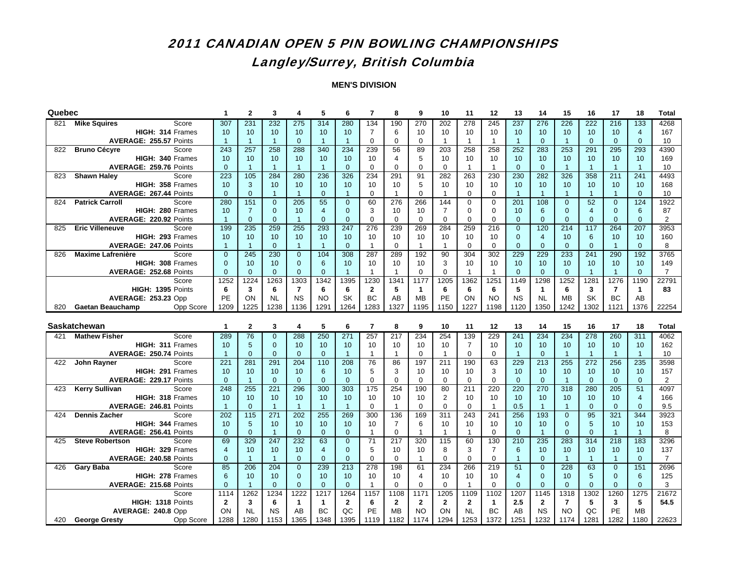# 2011 CANADIAN OPEN 5 PIN BOWLING CHAMPIONSHIPS

## Langley/Surrey, British Columbia

**MEN'S DIVISION**

| Quebec | | | 1 | 2 | 3 | 4 | 5 | 6 | 7 | 8 | 9 | 10 | 11 | 12 | 13 | 14 | 15 | 16 | 17 | 18 | Total |
|---|---|---|---|---|---|---|---|---|---|---|---|---|---|---|---|---|---|---|---|---|---|
| 821 | Mike Squires | Score | 307 | 231 | 232 | 275 | 314 | 280 | 134 | 190 | 270 | 202 | 278 | 245 | 237 | 276 | 226 | 222 | 216 | 133 | 4268 |
| | HIGH: 314 | Frames | 10 | 10 | 10 | 10 | 10 | 10 | 7 | 6 | 10 | 10 | 10 | 10 | 10 | 10 | 10 | 10 | 10 | 4 | 167 |
| | AVERAGE: 255.57 | Points | 1 | 1 | 1 | 0 | 1 | 1 | 0 | 0 | 0 | 1 | 1 | 1 | 1 | 0 | 1 | 0 | 0 | 0 | 10 |
| 822 | Bruno Cécyre | Score | 243 | 257 | 258 | 288 | 340 | 234 | 239 | 56 | 89 | 203 | 258 | 258 | 252 | 283 | 253 | 291 | 295 | 293 | 4390 |
| | HIGH: 340 | Frames | 10 | 10 | 10 | 10 | 10 | 10 | 10 | 4 | 5 | 10 | 10 | 10 | 10 | 10 | 10 | 10 | 10 | 10 | 169 |
| | AVERAGE: 259.76 | Points | 0 | 1 | 1 | 1 | 1 | 0 | 0 | 0 | 0 | 0 | 1 | 1 | 0 | 0 | 1 | 1 | 1 | 1 | 10 |
| 823 | Shawn Haley | Score | 223 | 105 | 284 | 280 | 236 | 326 | 234 | 291 | 91 | 282 | 263 | 230 | 230 | 282 | 326 | 358 | 211 | 241 | 4493 |
| | HIGH: 358 | Frames | 10 | 3 | 10 | 10 | 10 | 10 | 10 | 10 | 5 | 10 | 10 | 10 | 10 | 10 | 10 | 10 | 10 | 10 | 168 |
| | AVERAGE: 267.44 | Points | 0 | 0 | 1 | 1 | 0 | 1 | 0 | 1 | 0 | 1 | 0 | 0 | 1 | 1 | 1 | 1 | 1 | 0 | 10 |
| 824 | Patrick Carroll | Score | 280 | 151 | 0 | 205 | 55 | 0 | 60 | 276 | 266 | 144 | 0 | 0 | 201 | 108 | 0 | 52 | 0 | 124 | 1922 |
| | HIGH: 280 | Frames | 10 | 7 | 0 | 10 | 4 | 0 | 3 | 10 | 10 | 7 | 0 | 0 | 10 | 6 | 0 | 4 | 0 | 6 | 87 |
| | AVERAGE: 220.92 | Points | 1 | 0 | 0 | 1 | 0 | 0 | 0 | 0 | 0 | 0 | 0 | 0 | 0 | 0 | 0 | 0 | 0 | 0 | 2 |
| 825 | Eric Villeneuve | Score | 199 | 235 | 259 | 255 | 293 | 247 | 276 | 239 | 269 | 284 | 259 | 216 | 0 | 120 | 214 | 117 | 264 | 207 | 3953 |
| | HIGH: 293 | Frames | 10 | 10 | 10 | 10 | 10 | 10 | 10 | 10 | 10 | 10 | 10 | 10 | 0 | 4 | 10 | 6 | 10 | 10 | 160 |
| | AVERAGE: 247.06 | Points | 1 | 1 | 0 | 1 | 1 | 0 | 1 | 0 | 1 | 1 | 0 | 0 | 0 | 0 | 0 | 0 | 1 | 0 | 8 |
| 826 | Maxime Lafrenière | Score | 0 | 245 | 230 | 0 | 104 | 308 | 287 | 289 | 192 | 90 | 304 | 302 | 229 | 229 | 233 | 241 | 290 | 192 | 3765 |
| | HIGH: 308 | Frames | 0 | 10 | 10 | 0 | 6 | 10 | 10 | 10 | 10 | 3 | 10 | 10 | 10 | 10 | 10 | 10 | 10 | 10 | 149 |
| | AVERAGE: 252.68 | Points | 0 | 0 | 0 | 0 | 0 | 1 | 1 | 1 | 0 | 0 | 1 | 1 | 0 | 0 | 0 | 1 | 1 | 0 | 7 |
| | | Score | 1252 | 1224 | 1263 | 1303 | 1342 | 1395 | 1230 | 1341 | 1177 | 1205 | 1362 | 1251 | 1149 | 1298 | 1252 | 1281 | 1276 | 1190 | 22791 |
| | HIGH: 1395 | Points | 6 | 3 | 6 | 7 | 6 | 6 | 2 | 5 | 1 | 6 | 6 | 6 | 5 | 1 | 6 | 3 | 7 | 1 | 83 |
| | AVERAGE: 253.23 | Opp | PE | ON | NL | NS | NO | SK | BC | AB | MB | PE | ON | NO | NS | NL | MB | SK | BC | AB | |
| 820 | Gaetan Beauchamp | Opp Score | 1209 | 1225 | 1238 | 1136 | 1291 | 1264 | 1283 | 1327 | 1195 | 1150 | 1227 | 1198 | 1120 | 1350 | 1242 | 1302 | 1121 | 1376 | 22254 |

| Saskatchewan | | | 1 | 2 | 3 | 4 | 5 | 6 | 7 | 8 | 9 | 10 | 11 | 12 | 13 | 14 | 15 | 16 | 17 | 18 | Total |
|---|---|---|---|---|---|---|---|---|---|---|---|---|---|---|---|---|---|---|---|---|---|
| 421 | Mathew Fisher | Score | 289 | 76 | 0 | 288 | 250 | 271 | 257 | 217 | 234 | 254 | 139 | 229 | 241 | 234 | 234 | 278 | 260 | 311 | 4062 |
| | HIGH: 311 | Frames | 10 | 5 | 0 | 10 | 10 | 10 | 10 | 10 | 10 | 10 | 7 | 10 | 10 | 10 | 10 | 10 | 10 | 10 | 162 |
| | AVERAGE: 250.74 | Points | 1 | 0 | 0 | 0 | 0 | 1 | 1 | 1 | 0 | 1 | 0 | 0 | 1 | 0 | 1 | 1 | 1 | 1 | 10 |
| 422 | John Rayner | Score | 221 | 281 | 291 | 204 | 110 | 208 | 76 | 86 | 197 | 211 | 190 | 63 | 229 | 213 | 255 | 272 | 256 | 235 | 3598 |
| | HIGH: 291 | Frames | 10 | 10 | 10 | 10 | 6 | 10 | 5 | 3 | 10 | 10 | 10 | 3 | 10 | 10 | 10 | 10 | 10 | 10 | 157 |
| | AVERAGE: 229.17 | Points | 0 | 1 | 0 | 0 | 0 | 0 | 0 | 0 | 0 | 0 | 0 | 0 | 0 | 0 | 1 | 0 | 0 | 0 | 2 |
| 423 | Kerry Sullivan | Score | 248 | 255 | 221 | 296 | 300 | 303 | 175 | 254 | 190 | 80 | 211 | 220 | 220 | 270 | 318 | 280 | 205 | 51 | 4097 |
| | HIGH: 318 | Frames | 10 | 10 | 10 | 10 | 10 | 10 | 10 | 10 | 10 | 2 | 10 | 10 | 10 | 10 | 10 | 10 | 10 | 4 | 166 |
| | AVERAGE: 246.81 | Points | 1 | 0 | 1 | 1 | 1 | 1 | 0 | 1 | 0 | 0 | 0 | 1 | 0.5 | 1 | 1 | 0 | 0 | 0 | 9.5 |
| 424 | Dennis Zacher | Score | 202 | 115 | 271 | 202 | 255 | 269 | 300 | 136 | 169 | 311 | 243 | 241 | 256 | 193 | 0 | 95 | 321 | 344 | 3923 |
| | HIGH: 344 | Frames | 10 | 5 | 10 | 10 | 10 | 10 | 10 | 7 | 6 | 10 | 10 | 10 | 10 | 10 | 0 | 5 | 10 | 10 | 153 |
| | AVERAGE: 256.41 | Points | 0 | 0 | 1 | 0 | 0 | 0 | 1 | 0 | 1 | 1 | 1 | 0 | 0 | 1 | 0 | 0 | 1 | 1 | 8 |
| 425 | Steve Robertson | Score | 69 | 329 | 247 | 232 | 63 | 0 | 71 | 217 | 320 | 115 | 60 | 130 | 210 | 235 | 283 | 314 | 218 | 183 | 3296 |
| | HIGH: 329 | Frames | 4 | 10 | 10 | 10 | 4 | 0 | 5 | 10 | 10 | 8 | 3 | 7 | 6 | 10 | 10 | 10 | 10 | 10 | 137 |
| | AVERAGE: 240.58 | Points | 0 | 1 | 1 | 0 | 0 | 0 | 0 | 0 | 1 | 0 | 0 | 0 | 1 | 0 | 1 | 1 | 1 | 0 | 7 |
| 426 | Gary Baba | Score | 85 | 206 | 204 | 0 | 239 | 213 | 278 | 198 | 61 | 234 | 266 | 219 | 51 | 0 | 228 | 63 | 0 | 151 | 2696 |
| | HIGH: 278 | Frames | 6 | 10 | 10 | 0 | 10 | 10 | 10 | 10 | 4 | 10 | 10 | 10 | 4 | 0 | 10 | 5 | 0 | 6 | 125 |
| | AVERAGE: 215.68 | Points | 0 | 1 | 0 | 0 | 0 | 0 | 1 | 0 | 0 | 0 | 1 | 0 | 0 | 0 | 0 | 0 | 0 | 0 | 3 |
| | | Score | 1114 | 1262 | 1234 | 1222 | 1217 | 1264 | 1157 | 1108 | 1171 | 1205 | 1109 | 1102 | 1207 | 1145 | 1318 | 1302 | 1260 | 1275 | 21672 |
| | HIGH: 1318 | Points | 2 | 3 | 6 | 1 | 1 | 2 | 6 | 2 | 2 | 2 | 2 | 1 | 2.5 | 2 | 7 | 5 | 3 | 5 | 54.5 |
| | AVERAGE: 240.8 | Opp | ON | NL | NS | AB | BC | QC | PE | MB | NO | ON | NL | BC | AB | NS | NO | QC | PE | MB | |
| 420 | George Gresty | Opp Score | 1288 | 1280 | 1153 | 1365 | 1348 | 1395 | 1119 | 1182 | 1174 | 1294 | 1253 | 1372 | 1251 | 1232 | 1174 | 1281 | 1282 | 1180 | 22623 |